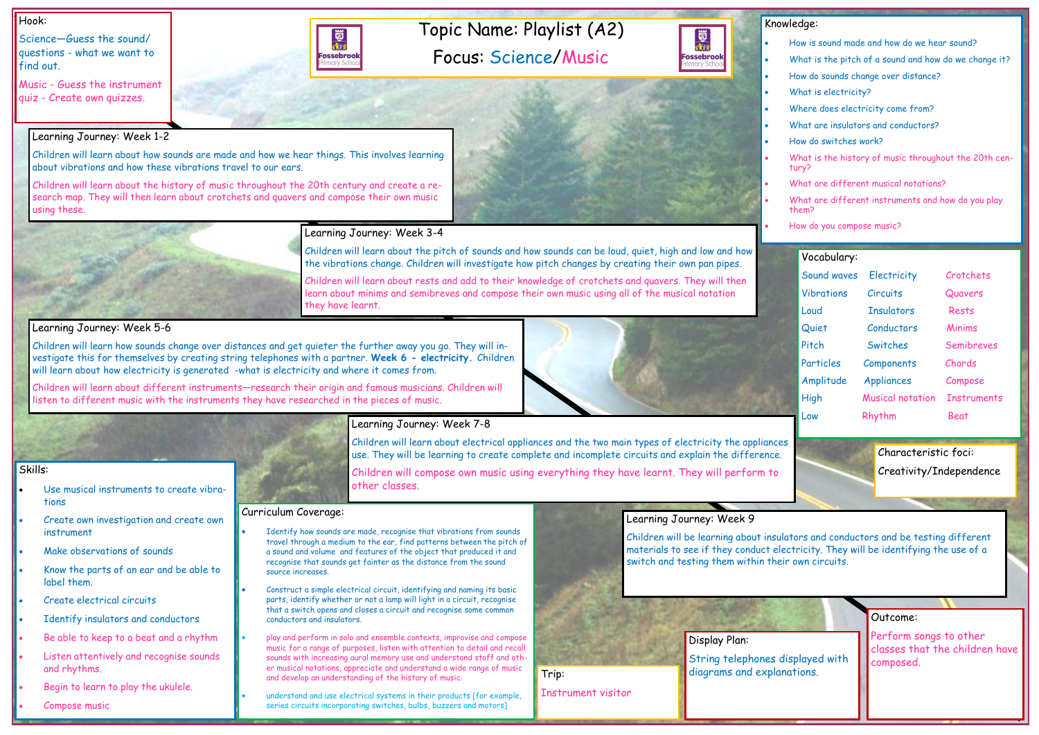# Topic Name: Playlist (A2)

## Focus: Science/Music

## Hook:

Science—Guess the sound/ questions - what we want to find out.

Music - Guess the instrument quiz - Create own quizzes.

## Learning Journey: Week 1-2

Children will learn about how sounds are made and how we hear things. This involves learning about vibrations and how these vibrations travel to our ears.

Children will learn about the history of music throughout the 20th century and create a research map. They will then learn about crotchets and quavers and compose their own music using these.

## Learning Journey: Week 3-4

Children will learn about the pitch of sounds and how sounds can be loud, quiet, high and low and how the vibrations change. Children will investigate how pitch changes by creating their own pan pipes.

Children will learn about rests and add to their knowledge of crotchets and quavers. They will then learn about minims and semibreves and compose their own music using all of the musical notation they have learnt.

## Learning Journey: Week 5-6

Children will learn how sounds change over distances and get quieter the further away you go. They will investigate this for themselves by creating string telephones with a partner. **Week 6 - electricity.** Children will learn about how electricity is generated -what is electricity and where it comes from.

Children will learn about different instruments—research their origin and famous musicians. Children will listen to different music with the instruments they have researched in the pieces of music.

## Learning Journey: Week 7-8

Children will learn about electrical appliances and the two main types of electricity the appliances use. They will be learning to create complete and incomplete circuits and explain the difference.

Children will compose own music using everything they have learnt. They will perform to other classes.

## Learning Journey: Week 9

Children will be learning about insulators and conductors and be testing different materials to see if they conduct electricity. They will be identifying the use of a switch and testing them within their own circuits.

## Knowledge:

- How is sound made and how do we hear sound?
- What is the pitch of a sound and how do we change it?
- How do sounds change over distance?
- What is electricity?
- Where does electricity come from?
- What are insulators and conductors?
- How do switches work?
- What is the history of music throughout the 20th century?
- What are different musical notations?
- What are different instruments and how do you play them?
- How do you compose music?

## Vocabulary:

| | | |
|---|---|---|
| Sound waves | Electricity | Crotchets |
| Vibrations | Circuits | Quavers |
| Loud | Insulators | Rests |
| Quiet | Conductors | Minims |
| Pitch | Switches | Semibreves |
| Particles | Components | Chords |
| Amplitude | Appliances | Compose |
| High | Musical notation | Instruments |
| Low | Rhythm | Beat |

## Characteristic foci:

Creativity/Independence

## Skills:

- Use musical instruments to create vibrations
- Create own investigation and create own instrument
- Make observations of sounds
- Know the parts of an ear and be able to label them.
- Create electrical circuits
- Identify insulators and conductors
- Be able to keep to a beat and a rhythm
- Listen attentively and recognise sounds and rhythms.
- Begin to learn to play the ukulele.
- Compose music

## Curriculum Coverage:

- Identify how sounds are made, recognise that vibrations from sounds travel through a medium to the ear, find patterns between the pitch of a sound and features of the object that produced it and recognise that sounds get fainter as the distance from the sound source increases.
- Construct a simple electrical circuit, identifying and naming its basic parts, identify whether or not a lamp will light in a circuit, recognise that a switch opens and closes a circuit and recognise some common conductors and insulators.
- play and perform in solo and ensemble contexts, improvise and compose music for a range of purposes, listen with attention to detail and recall sounds with increasing aural memory use and understand staff and other musical notations, appreciate and understand a wide range of music and develop an understanding of the history of music.
- understand and use electrical systems in their products [for example, series circuits incorporating switches, bulbs, buzzers and motors]

## Trip:

Instrument visitor

## Display Plan:

String telephones displayed with diagrams and explanations.

## Outcome:

Perform songs to other classes that the children have composed.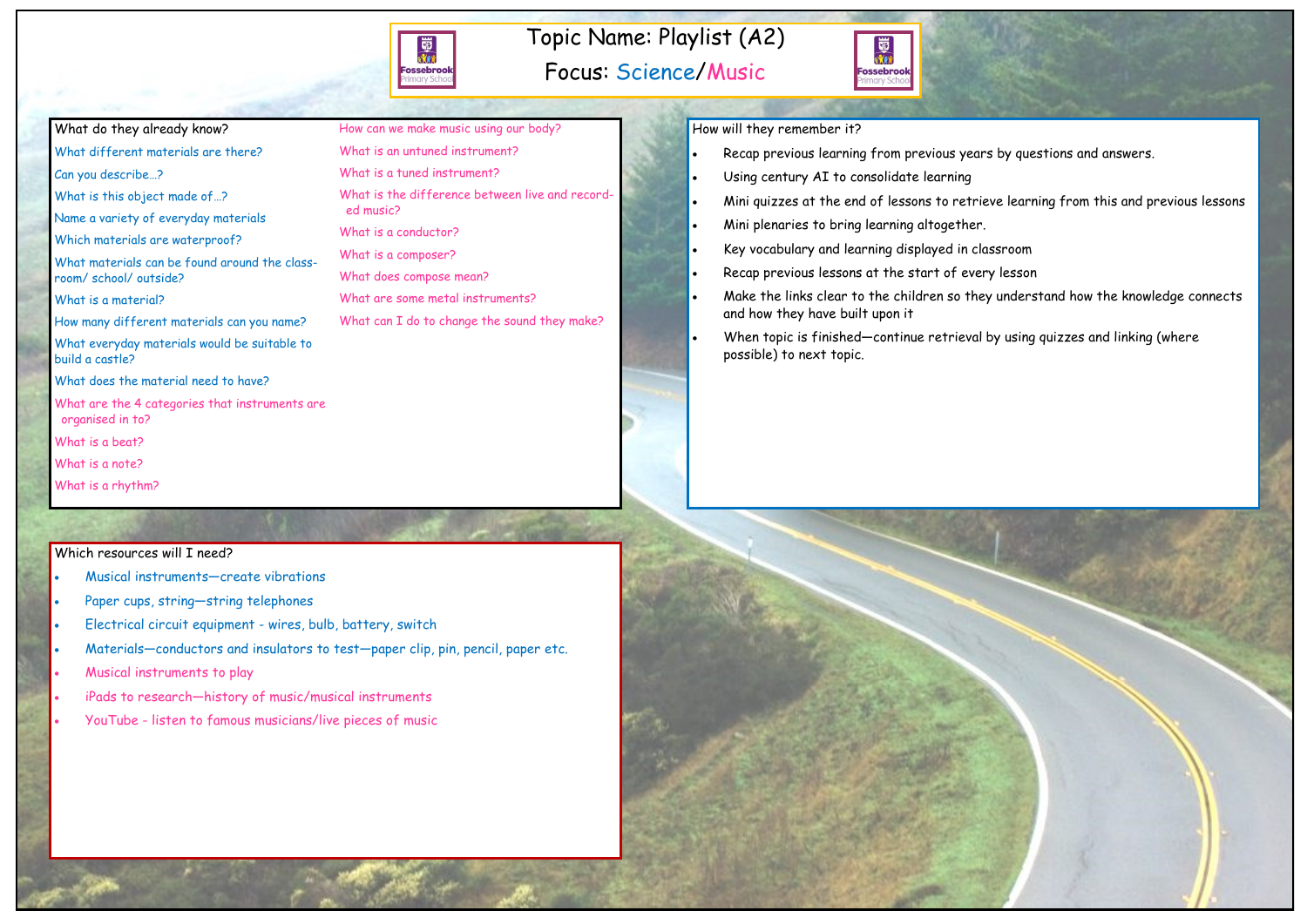# Topic Name: Playlist (A2)

## Focus: Science/Music

### What do they already know?

What different materials are there?

Can you describe…?

What is this object made of…?

Name a variety of everyday materials

Which materials are waterproof?

What materials can be found around the class-room/ school/ outside?

What is a material?

How many different materials can you name?

What everyday materials would be suitable to build a castle?

What does the material need to have?

What are the 4 categories that instruments are organised in to?

What is a beat?

What is a note?

What is a rhythm?

How can we make music using our body?

What is an untuned instrument?

What is a tuned instrument?

What is the difference between live and record-ed music?

What is a conductor?

What is a composer?

What does compose mean?

What are some metal instruments?

What can I do to change the sound they make?

### How will they remember it?

- Recap previous learning from previous years by questions and answers.
- Using century AI to consolidate learning
- Mini quizzes at the end of lessons to retrieve learning from this and previous lessons
- Mini plenaries to bring learning altogether.
- Key vocabulary and learning displayed in classroom
- Recap previous lessons at the start of every lesson
- Make the links clear to the children so they understand how the knowledge connects and how they have built upon it
- When topic is finished—continue retrieval by using quizzes and linking (where possible) to next topic.

### Which resources will I need?

- Musical instruments—create vibrations
- Paper cups, string—string telephones
- Electrical circuit equipment - wires, bulb, battery, switch
- Materials—conductors and insulators to test—paper clip, pin, pencil, paper etc.
- Musical instruments to play
- iPads to research—history of music/musical instruments
- YouTube - listen to famous musicians/live pieces of music